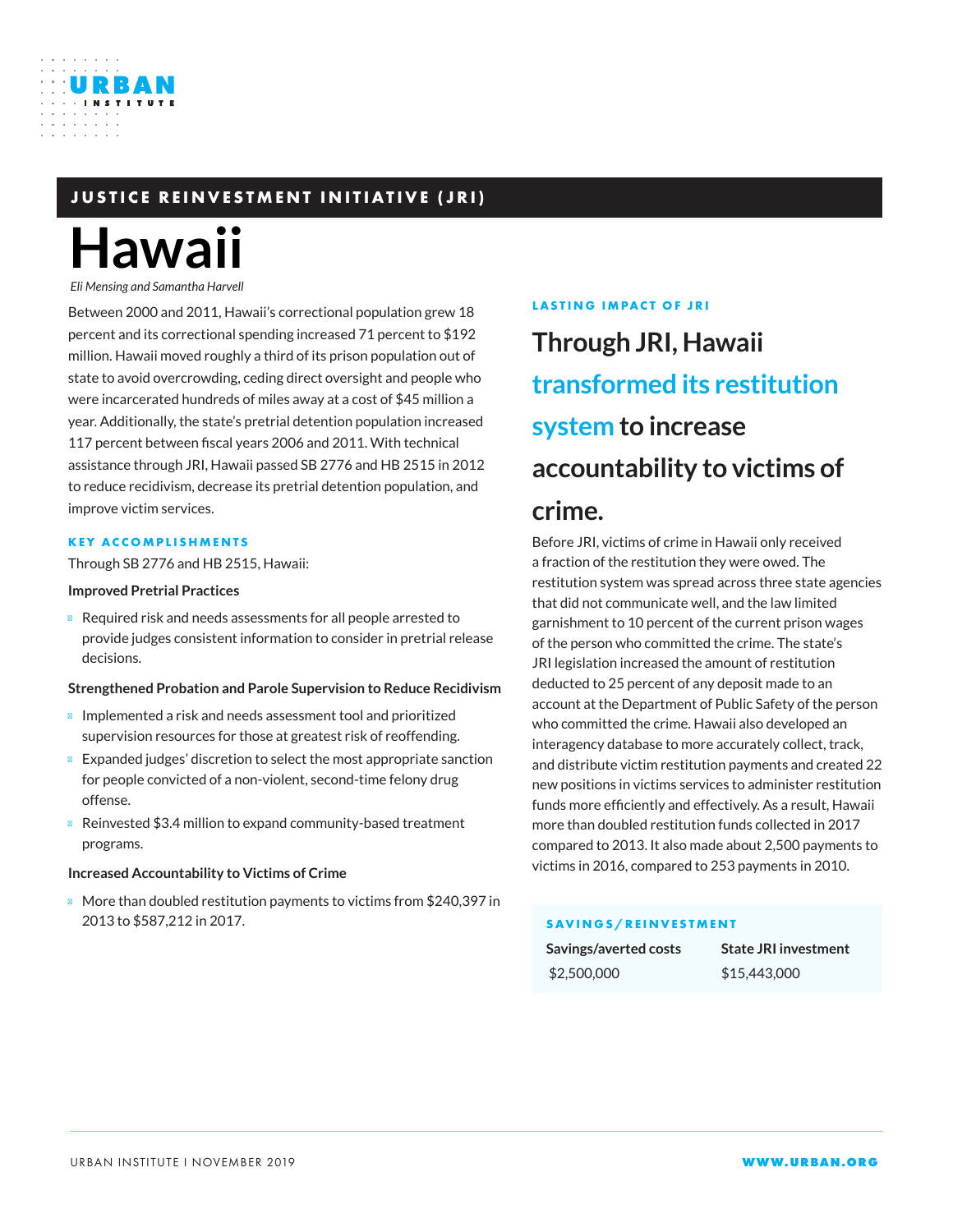URBAN INSTITUTE

JUSTICE REINVESTMENT INITIATIVE (JRI)

# Hawaii

*Eli Mensing and Samantha Harvell*

Between 2000 and 2011, Hawaii's correctional population grew 18 percent and its correctional spending increased 71 percent to $192 million. Hawaii moved roughly a third of its prison population out of state to avoid overcrowding, ceding direct oversight and people who were incarcerated hundreds of miles away at a cost of $45 million a year. Additionally, the state's pretrial detention population increased 117 percent between fiscal years 2006 and 2011. With technical assistance through JRI, Hawaii passed SB 2776 and HB 2515 in 2012 to reduce recidivism, decrease its pretrial detention population, and improve victim services.

## KEY ACCOMPLISHMENTS

Through SB 2776 and HB 2515, Hawaii:

**Improved Pretrial Practices**

- Required risk and needs assessments for all people arrested to provide judges consistent information to consider in pretrial release decisions.

**Strengthened Probation and Parole Supervision to Reduce Recidivism**

- Implemented a risk and needs assessment tool and prioritized supervision resources for those at greatest risk of reoffending.
- Expanded judges' discretion to select the most appropriate sanction for people convicted of a non-violent, second-time felony drug offense.
- Reinvested $3.4 million to expand community-based treatment programs.

**Increased Accountability to Victims of Crime**

- More than doubled restitution payments to victims from $240,397 in 2013 to $587,212 in 2017.

## LASTING IMPACT OF JRI

### Through JRI, Hawaii transformed its restitution system to increase accountability to victims of crime.

Before JRI, victims of crime in Hawaii only received a fraction of the restitution they were owed. The restitution system was spread across three state agencies that did not communicate well, and the law limited garnishment to 10 percent of the current prison wages of the person who committed the crime. The state's JRI legislation increased the amount of restitution deducted to 25 percent of any deposit made to an account at the Department of Public Safety of the person who committed the crime. Hawaii also developed an interagency database to more accurately collect, track, and distribute victim restitution payments and created 22 new positions in victims services to administer restitution funds more efficiently and effectively. As a result, Hawaii more than doubled restitution funds collected in 2017 compared to 2013. It also made about 2,500 payments to victims in 2016, compared to 253 payments in 2010.

## SAVINGS/REINVESTMENT

| Savings/averted costs | State JRI investment |
|---|---|
| $2,500,000 | $15,443,000 |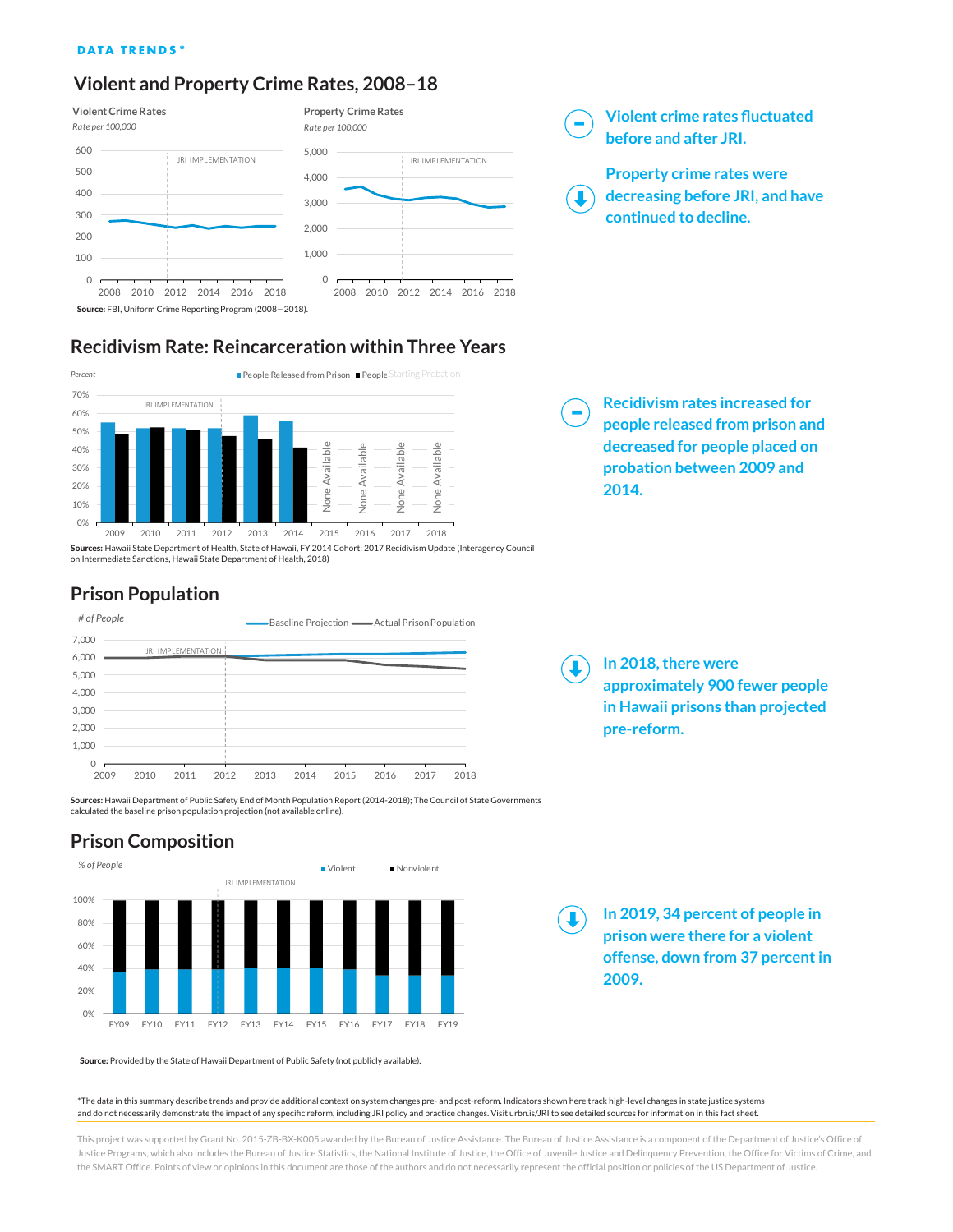DATA TRENDS*

## Violent and Property Crime Rates, 2008–18

Violent Crime Rates

*Rate per 100,000*

600
500
400
300
200
100
0

JRI IMPLEMENTATION

2008 2010 2012 2014 2016 2018

Property Crime Rates

*Rate per 100,000*

5,000
4,000
3,000
2,000
1,000
0

JRI IMPLEMENTATION

2008 2010 2012 2014 2016 2018

**Source:** FBI, Uniform Crime Reporting Program (2008—2018).

**Violent crime rates fluctuated before and after JRI.**

**Property crime rates were decreasing before JRI, and have continued to decline.**

## Recidivism Rate: Reincarceration within Three Years

*Percent*

People Released from Prison   People Starting Probation

70%
60%
50%
40%
30%
20%
10%
0%

JRI IMPLEMENTATION

None Available
None Available
None Available
None Available

2009 2010 2011 2012 2013 2014 2015 2016 2017 2018

**Sources:** Hawaii State Department of Health, State of Hawaii, FY 2014 Cohort: 2017 Recidivism Update (Interagency Council on Intermediate Sanctions, Hawaii State Department of Health, 2018)

**Recidivism rates increased for people released from prison and decreased for people placed on probation between 2009 and 2014.**

## Prison Population

*# of People*

Baseline Projection   Actual Prison Population

7,000
6,000
5,000
4,000
3,000
2,000
1,000
0

JRI IMPLEMENTATION

2009 2010 2011 2012 2013 2014 2015 2016 2017 2018

**Sources:** Hawaii Department of Public Safety End of Month Population Report (2014-2018); The Council of State Governments calculated the baseline prison population projection (not available online).

**In 2018, there were approximately 900 fewer people in Hawaii prisons than projected pre-reform.**

## Prison Composition

*% of People*

Violent   Nonviolent

JRI IMPLEMENTATION

100%
80%
60%
40%
20%
0%

FY09 FY10 FY11 FY12 FY13 FY14 FY15 FY16 FY17 FY18 FY19

**Source:** Provided by the State of Hawaii Department of Public Safety (not publicly available).

**In 2019, 34 percent of people in prison were there for a violent offense, down from 37 percent in 2009.**

*The data in this summary describe trends and provide additional context on system changes pre- and post-reform. Indicators shown here track high-level changes in state justice systems and do not necessarily demonstrate the impact of any specific reform, including JRI policy and practice changes. Visit urbn.is/JRI to see detailed sources for information in this fact sheet.

This project was supported by Grant No. 2015-ZB-BX-K005 awarded by the Bureau of Justice Assistance. The Bureau of Justice Assistance is a component of the Department of Justice's Office of Justice Programs, which also includes the Bureau of Justice Statistics, the National Institute of Justice, the Office of Juvenile Justice and Delinquency Prevention, the Office for Victims of Crime, and the SMART Office. Points of view or opinions in this document are those of the authors and do not necessarily represent the official position or policies of the US Department of Justice.